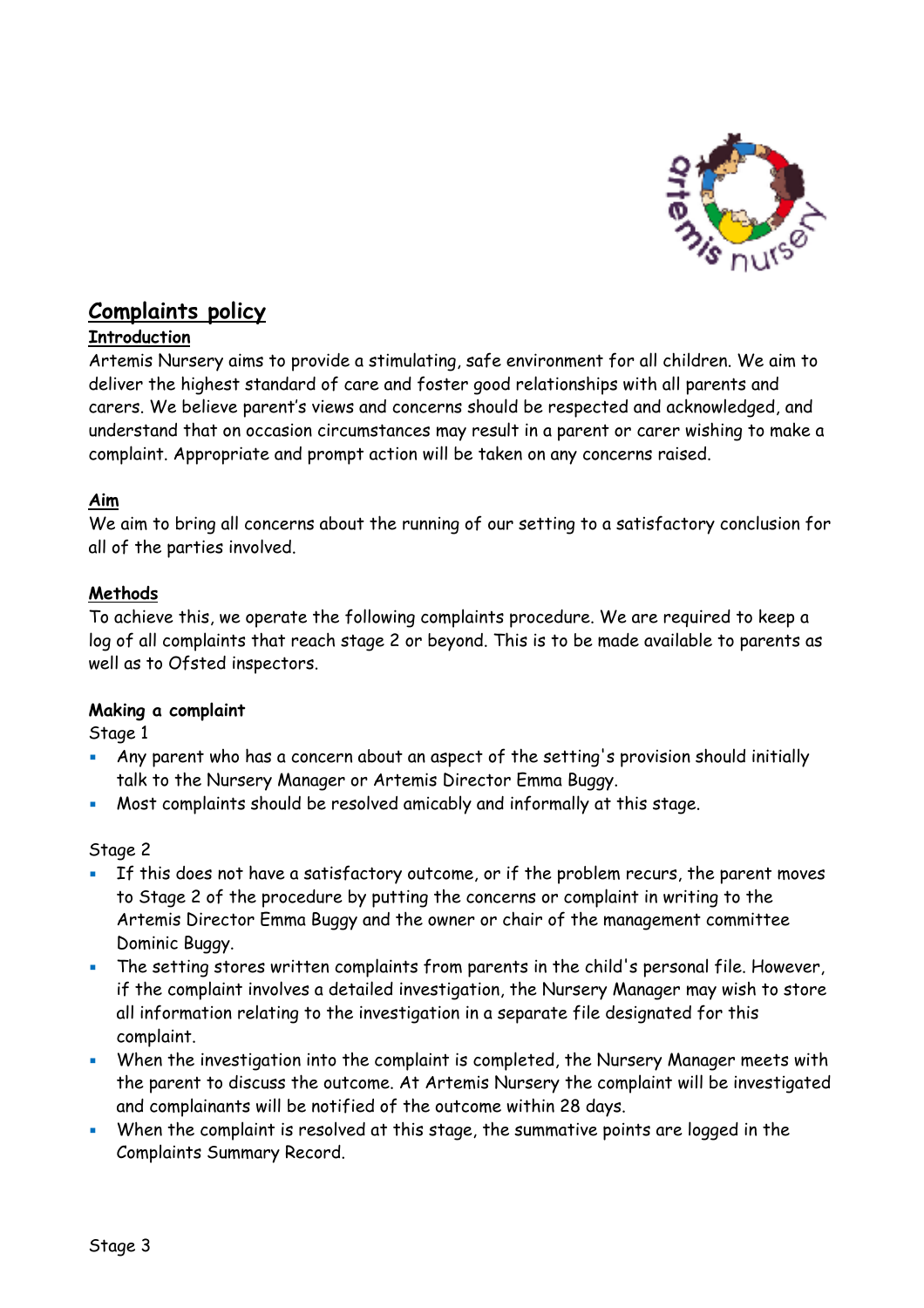# Complaints policy

## Introduction

Artemis Nursery aims to provide a stimulating, safe environment for all children. We aim to deliver the highest standard of care and foster good relationships with all parents and carers. We believe parent's views and concerns should be respected and acknowledged, and understand that on occasion circumstances may result in a parent or carer wishing to make a complaint. Appropriate and prompt action will be taken on any concerns raised.

## Aim

We aim to bring all concerns about the running of our setting to a satisfactory conclusion for all of the parties involved.

## Methods

To achieve this, we operate the following complaints procedure. We are required to keep a log of all complaints that reach stage 2 or beyond. This is to be made available to parents as well as to Ofsted inspectors.

### Making a complaint

Stage 1

- Any parent who has a concern about an aspect of the setting's provision should initially talk to the Nursery Manager or Artemis Director Emma Buggy.
- Most complaints should be resolved amicably and informally at this stage.

Stage 2

- If this does not have a satisfactory outcome, or if the problem recurs, the parent moves to Stage 2 of the procedure by putting the concerns or complaint in writing to the Artemis Director Emma Buggy and the owner or chair of the management committee Dominic Buggy.
- The setting stores written complaints from parents in the child's personal file. However, if the complaint involves a detailed investigation, the Nursery Manager may wish to store all information relating to the investigation in a separate file designated for this complaint.
- When the investigation into the complaint is completed, the Nursery Manager meets with the parent to discuss the outcome. At Artemis Nursery the complaint will be investigated and complainants will be notified of the outcome within 28 days.
- When the complaint is resolved at this stage, the summative points are logged in the Complaints Summary Record.

Stage 3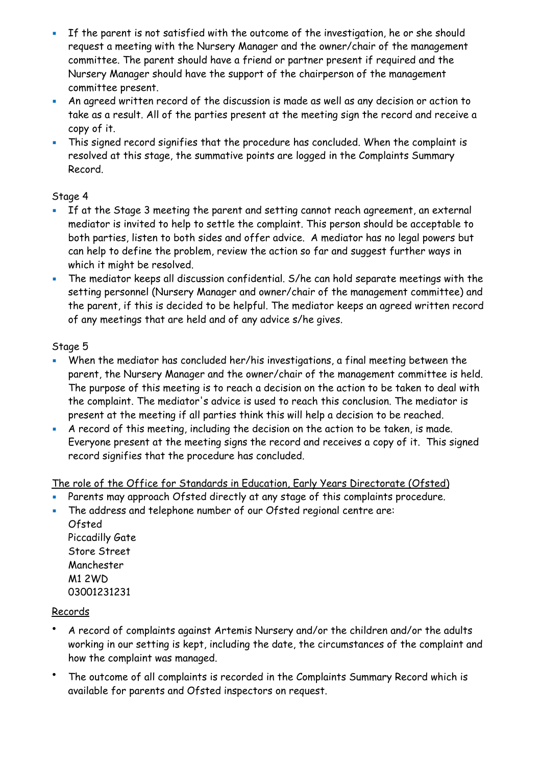- If the parent is not satisfied with the outcome of the investigation, he or she should request a meeting with the Nursery Manager and the owner/chair of the management committee. The parent should have a friend or partner present if required and the Nursery Manager should have the support of the chairperson of the management committee present.
- An agreed written record of the discussion is made as well as any decision or action to take as a result. All of the parties present at the meeting sign the record and receive a copy of it.
- This signed record signifies that the procedure has concluded. When the complaint is resolved at this stage, the summative points are logged in the Complaints Summary Record.

Stage 4

- If at the Stage 3 meeting the parent and setting cannot reach agreement, an external mediator is invited to help to settle the complaint. This person should be acceptable to both parties, listen to both sides and offer advice. A mediator has no legal powers but can help to define the problem, review the action so far and suggest further ways in which it might be resolved.
- The mediator keeps all discussion confidential. S/he can hold separate meetings with the setting personnel (Nursery Manager and owner/chair of the management committee) and the parent, if this is decided to be helpful. The mediator keeps an agreed written record of any meetings that are held and of any advice s/he gives.

Stage 5

- When the mediator has concluded her/his investigations, a final meeting between the parent, the Nursery Manager and the owner/chair of the management committee is held. The purpose of this meeting is to reach a decision on the action to be taken to deal with the complaint. The mediator's advice is used to reach this conclusion. The mediator is present at the meeting if all parties think this will help a decision to be reached.
- A record of this meeting, including the decision on the action to be taken, is made. Everyone present at the meeting signs the record and receives a copy of it. This signed record signifies that the procedure has concluded.

The role of the Office for Standards in Education, Early Years Directorate (Ofsted)

- Parents may approach Ofsted directly at any stage of this complaints procedure.
- The address and telephone number of our Ofsted regional centre are:
  Ofsted
  Piccadilly Gate
  Store Street
  Manchester
  M1 2WD
  03001231231

Records

- A record of complaints against Artemis Nursery and/or the children and/or the adults working in our setting is kept, including the date, the circumstances of the complaint and how the complaint was managed.
- The outcome of all complaints is recorded in the Complaints Summary Record which is available for parents and Ofsted inspectors on request.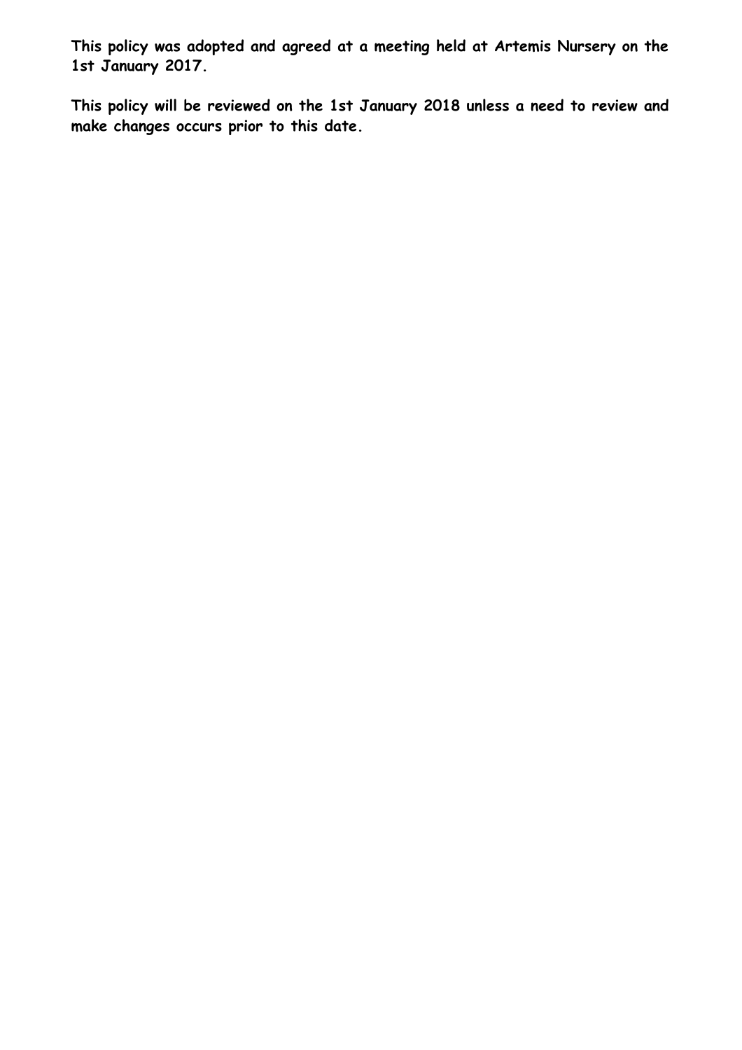**This policy was adopted and agreed at a meeting held at Artemis Nursery on the 1st January 2017.**

**This policy will be reviewed on the 1st January 2018 unless a need to review and make changes occurs prior to this date.**